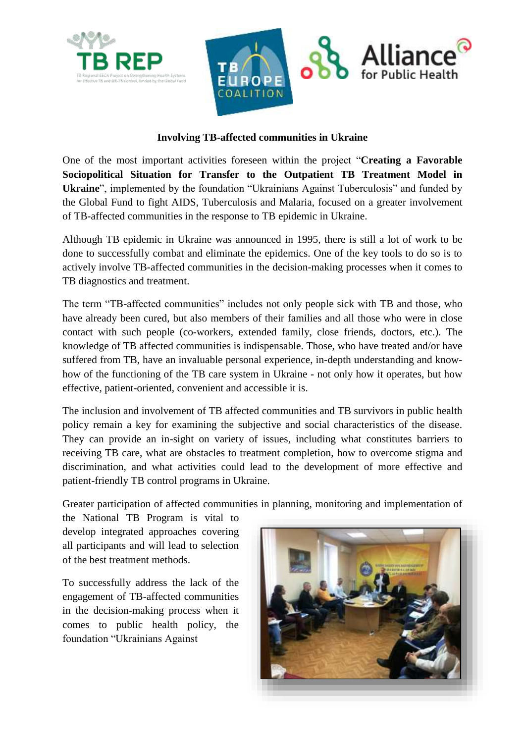**Involving TB-affected communities in Ukraine**

One of the most important activities foreseen within the project "**Creating a Favorable Sociopolitical Situation for Transfer to the Outpatient TB Treatment Model in Ukraine**", implemented by the foundation "Ukrainians Against Tuberculosis" and funded by the Global Fund to fight AIDS, Tuberculosis and Malaria, focused on a greater involvement of TB-affected communities in the response to TB epidemic in Ukraine.

Although TB epidemic in Ukraine was announced in 1995, there is still a lot of work to be done to successfully combat and eliminate the epidemics. One of the key tools to do so is to actively involve TB-affected communities in the decision-making processes when it comes to TB diagnostics and treatment.

The term "TB-affected communities" includes not only people sick with TB and those, who have already been cured, but also members of their families and all those who were in close contact with such people (co-workers, extended family, close friends, doctors, etc.). The knowledge of TB affected communities is indispensable. Those, who have treated and/or have suffered from TB, have an invaluable personal experience, in-depth understanding and know-how of the functioning of the TB care system in Ukraine - not only how it operates, but how effective, patient-oriented, convenient and accessible it is.

The inclusion and involvement of TB affected communities and TB survivors in public health policy remain a key for examining the subjective and social characteristics of the disease. They can provide an in-sight on variety of issues, including what constitutes barriers to receiving TB care, what are obstacles to treatment completion, how to overcome stigma and discrimination, and what activities could lead to the development of more effective and patient-friendly TB control programs in Ukraine.

Greater participation of affected communities in planning, monitoring and implementation of the National TB Program is vital to develop integrated approaches covering all participants and will lead to selection of the best treatment methods.

To successfully address the lack of the engagement of TB-affected communities in the decision-making process when it comes to public health policy, the foundation "Ukrainians Against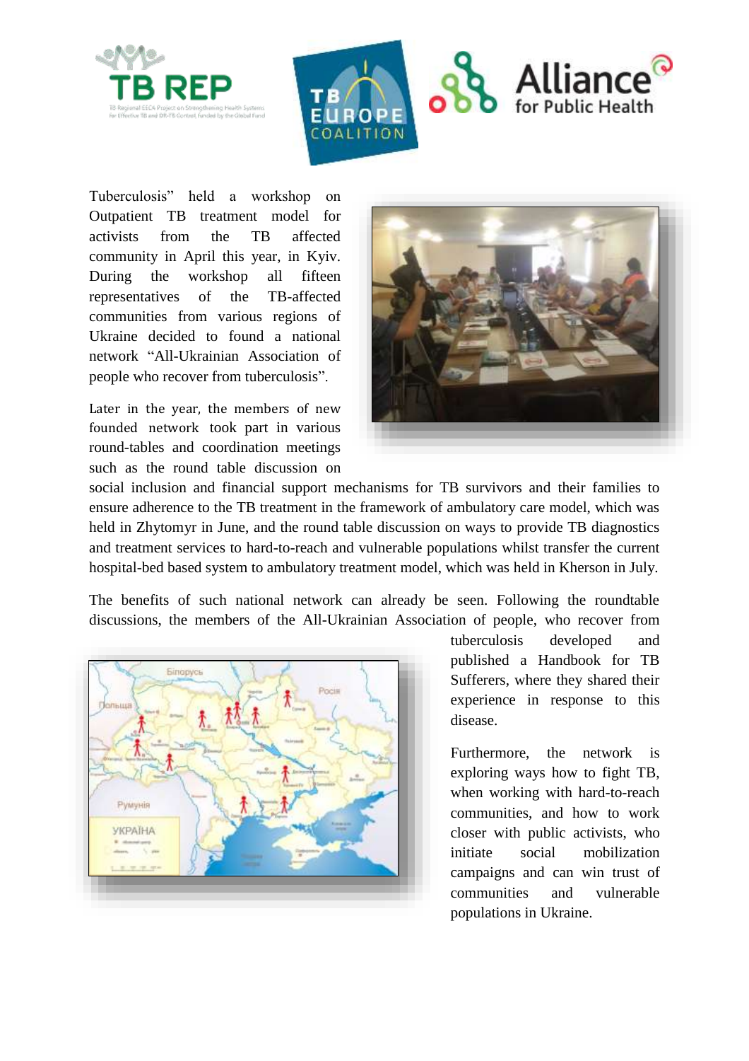Tuberculosis" held a workshop on Outpatient TB treatment model for activists from the TB affected community in April this year, in Kyiv. During the workshop all fifteen representatives of the TB-affected communities from various regions of Ukraine decided to found a national network "All-Ukrainian Association of people who recover from tuberculosis".

Later in the year, the members of new founded network took part in various round-tables and coordination meetings such as the round table discussion on social inclusion and financial support mechanisms for TB survivors and their families to ensure adherence to the TB treatment in the framework of ambulatory care model, which was held in Zhytomyr in June, and the round table discussion on ways to provide TB diagnostics and treatment services to hard-to-reach and vulnerable populations whilst transfer the current hospital-bed based system to ambulatory treatment model, which was held in Kherson in July.

The benefits of such national network can already be seen. Following the roundtable discussions, the members of the All-Ukrainian Association of people, who recover from tuberculosis developed and published a Handbook for TB Sufferers, where they shared their experience in response to this disease.

Furthermore, the network is exploring ways how to fight TB, when working with hard-to-reach communities, and how to work closer with public activists, who initiate social mobilization campaigns and can win trust of communities and vulnerable populations in Ukraine.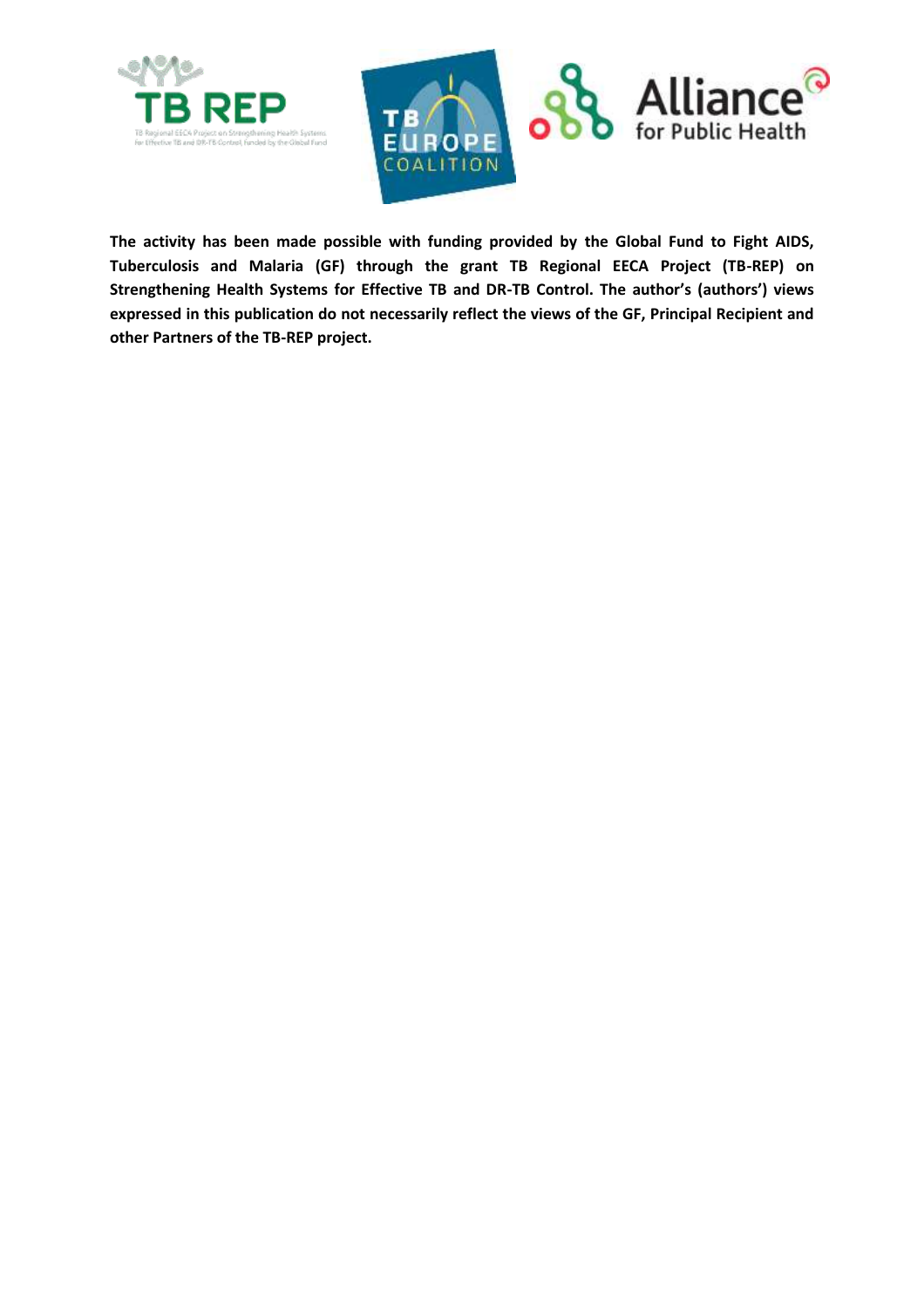**The activity has been made possible with funding provided by the Global Fund to Fight AIDS, Tuberculosis and Malaria (GF) through the grant TB Regional EECA Project (TB-REP) on Strengthening Health Systems for Effective TB and DR-TB Control. The author's (authors') views expressed in this publication do not necessarily reflect the views of the GF, Principal Recipient and other Partners of the TB-REP project.**